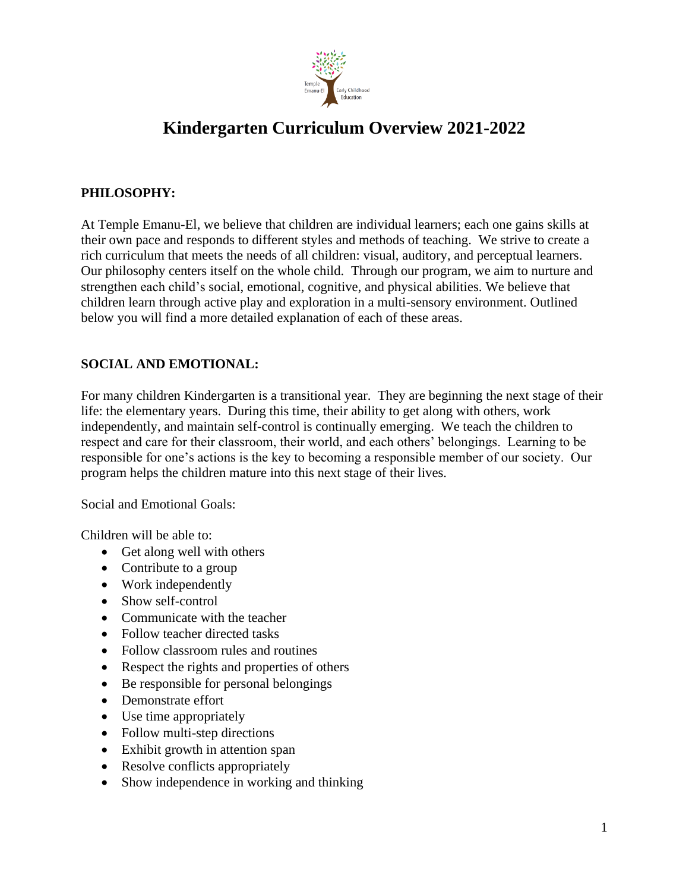# Kindergarten Curriculum Overview 2021-2022

## PHILOSOPHY:

At Temple Emanu-El, we believe that children are individual learners; each one gains skills at their own pace and responds to different styles and methods of teaching. We strive to create a rich curriculum that meets the needs of all children: visual, auditory, and perceptual learners. Our philosophy centers itself on the whole child. Through our program, we aim to nurture and strengthen each child's social, emotional, cognitive, and physical abilities. We believe that children learn through active play and exploration in a multi-sensory environment. Outlined below you will find a more detailed explanation of each of these areas.

## SOCIAL AND EMOTIONAL:

For many children Kindergarten is a transitional year. They are beginning the next stage of their life: the elementary years. During this time, their ability to get along with others, work independently, and maintain self-control is continually emerging. We teach the children to respect and care for their classroom, their world, and each others' belongings. Learning to be responsible for one's actions is the key to becoming a responsible member of our society. Our program helps the children mature into this next stage of their lives.

Social and Emotional Goals:

Children will be able to:

- Get along well with others
- Contribute to a group
- Work independently
- Show self-control
- Communicate with the teacher
- Follow teacher directed tasks
- Follow classroom rules and routines
- Respect the rights and properties of others
- Be responsible for personal belongings
- Demonstrate effort
- Use time appropriately
- Follow multi-step directions
- Exhibit growth in attention span
- Resolve conflicts appropriately
- Show independence in working and thinking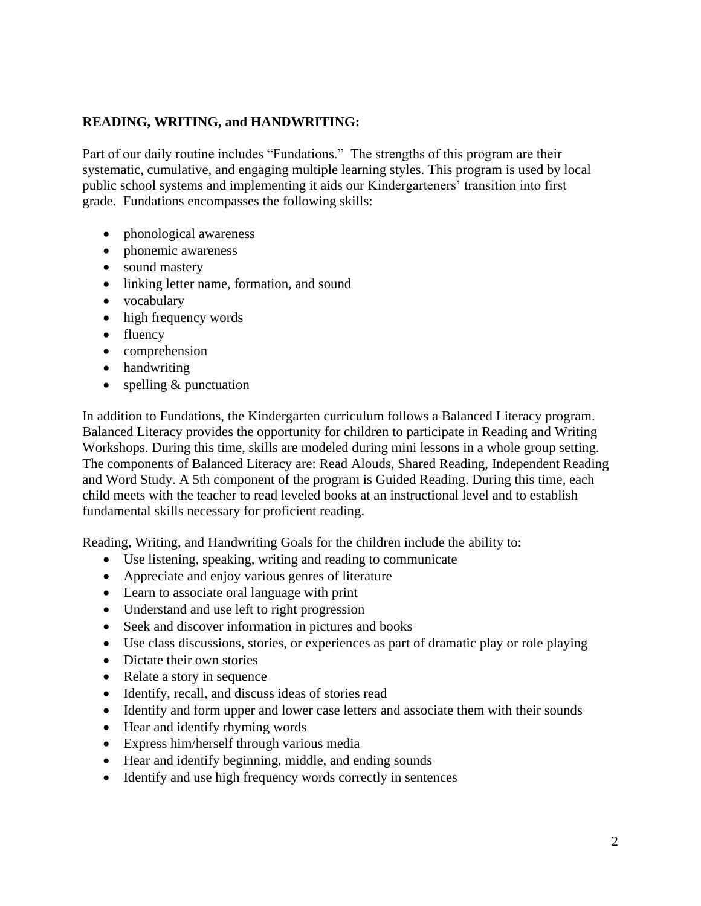**READING, WRITING, and HANDWRITING:**

Part of our daily routine includes "Fundations." The strengths of this program are their systematic, cumulative, and engaging multiple learning styles. This program is used by local public school systems and implementing it aids our Kindergarteners' transition into first grade. Fundations encompasses the following skills:

- phonological awareness
- phonemic awareness
- sound mastery
- linking letter name, formation, and sound
- vocabulary
- high frequency words
- fluency
- comprehension
- handwriting
- spelling & punctuation

In addition to Fundations, the Kindergarten curriculum follows a Balanced Literacy program. Balanced Literacy provides the opportunity for children to participate in Reading and Writing Workshops. During this time, skills are modeled during mini lessons in a whole group setting. The components of Balanced Literacy are: Read Alouds, Shared Reading, Independent Reading and Word Study. A 5th component of the program is Guided Reading. During this time, each child meets with the teacher to read leveled books at an instructional level and to establish fundamental skills necessary for proficient reading.

Reading, Writing, and Handwriting Goals for the children include the ability to:

- Use listening, speaking, writing and reading to communicate
- Appreciate and enjoy various genres of literature
- Learn to associate oral language with print
- Understand and use left to right progression
- Seek and discover information in pictures and books
- Use class discussions, stories, or experiences as part of dramatic play or role playing
- Dictate their own stories
- Relate a story in sequence
- Identify, recall, and discuss ideas of stories read
- Identify and form upper and lower case letters and associate them with their sounds
- Hear and identify rhyming words
- Express him/herself through various media
- Hear and identify beginning, middle, and ending sounds
- Identify and use high frequency words correctly in sentences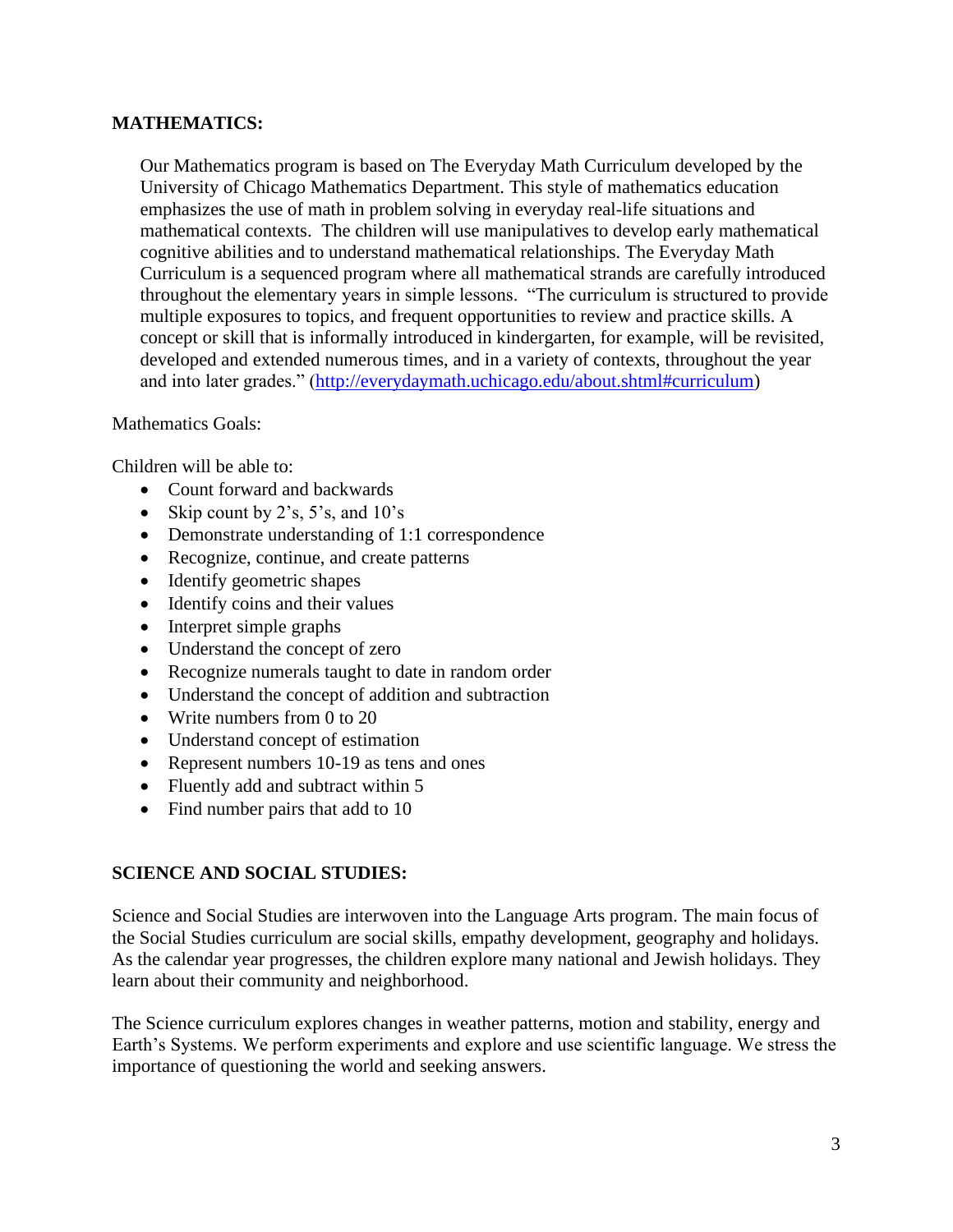## MATHEMATICS:

Our Mathematics program is based on The Everyday Math Curriculum developed by the University of Chicago Mathematics Department. This style of mathematics education emphasizes the use of math in problem solving in everyday real-life situations and mathematical contexts. The children will use manipulatives to develop early mathematical cognitive abilities and to understand mathematical relationships. The Everyday Math Curriculum is a sequenced program where all mathematical strands are carefully introduced throughout the elementary years in simple lessons. "The curriculum is structured to provide multiple exposures to topics, and frequent opportunities to review and practice skills. A concept or skill that is informally introduced in kindergarten, for example, will be revisited, developed and extended numerous times, and in a variety of contexts, throughout the year and into later grades." (http://everydaymath.uchicago.edu/about.shtml#curriculum)

Mathematics Goals:

Children will be able to:

- Count forward and backwards
- Skip count by 2's, 5's, and 10's
- Demonstrate understanding of 1:1 correspondence
- Recognize, continue, and create patterns
- Identify geometric shapes
- Identify coins and their values
- Interpret simple graphs
- Understand the concept of zero
- Recognize numerals taught to date in random order
- Understand the concept of addition and subtraction
- Write numbers from 0 to 20
- Understand concept of estimation
- Represent numbers 10-19 as tens and ones
- Fluently add and subtract within 5
- Find number pairs that add to 10

## SCIENCE AND SOCIAL STUDIES:

Science and Social Studies are interwoven into the Language Arts program. The main focus of the Social Studies curriculum are social skills, empathy development, geography and holidays. As the calendar year progresses, the children explore many national and Jewish holidays. They learn about their community and neighborhood.

The Science curriculum explores changes in weather patterns, motion and stability, energy and Earth's Systems. We perform experiments and explore and use scientific language. We stress the importance of questioning the world and seeking answers.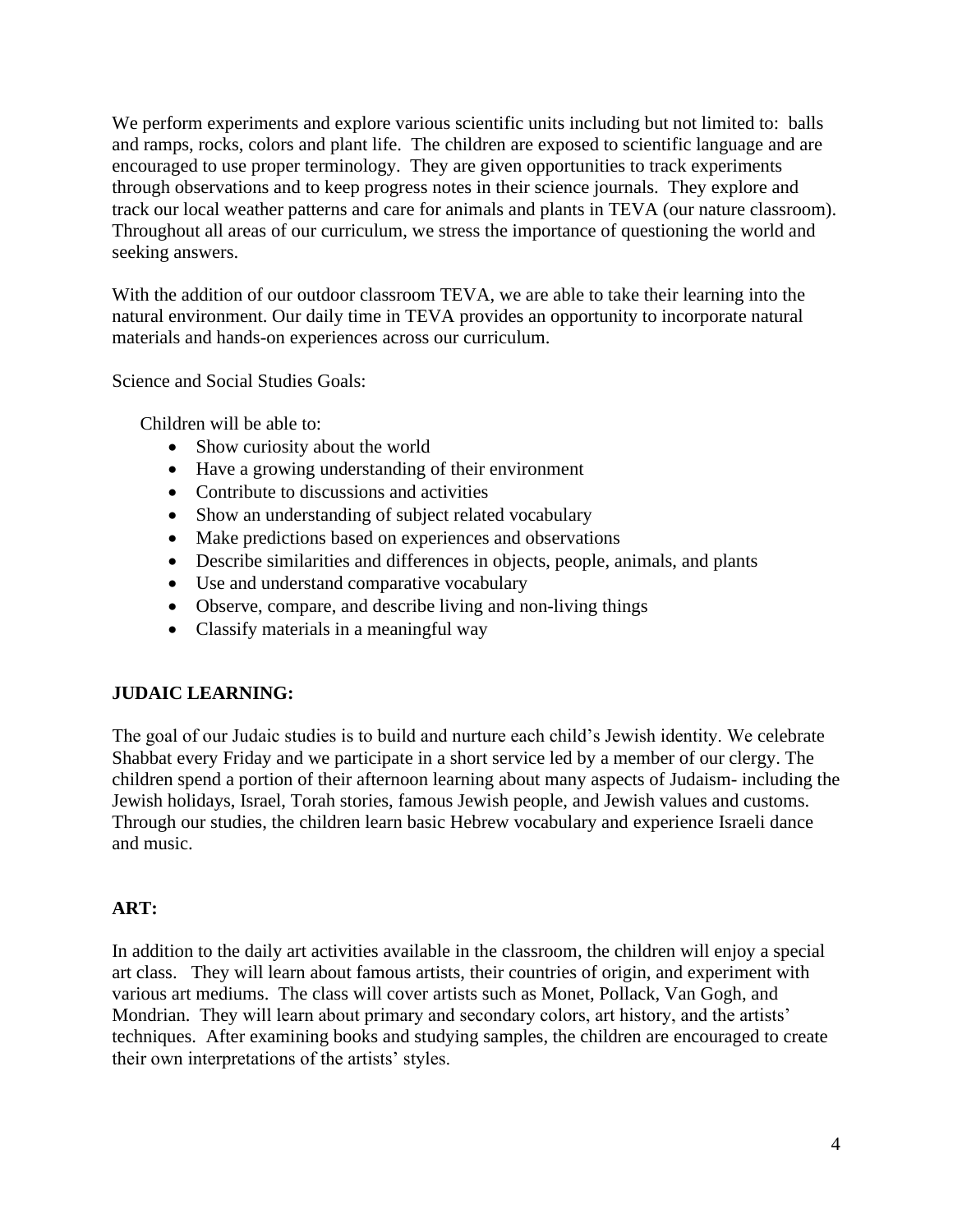We perform experiments and explore various scientific units including but not limited to: balls and ramps, rocks, colors and plant life. The children are exposed to scientific language and are encouraged to use proper terminology. They are given opportunities to track experiments through observations and to keep progress notes in their science journals. They explore and track our local weather patterns and care for animals and plants in TEVA (our nature classroom). Throughout all areas of our curriculum, we stress the importance of questioning the world and seeking answers.

With the addition of our outdoor classroom TEVA, we are able to take their learning into the natural environment. Our daily time in TEVA provides an opportunity to incorporate natural materials and hands-on experiences across our curriculum.

Science and Social Studies Goals:

Children will be able to:

- Show curiosity about the world
- Have a growing understanding of their environment
- Contribute to discussions and activities
- Show an understanding of subject related vocabulary
- Make predictions based on experiences and observations
- Describe similarities and differences in objects, people, animals, and plants
- Use and understand comparative vocabulary
- Observe, compare, and describe living and non-living things
- Classify materials in a meaningful way

**JUDAIC LEARNING:**

The goal of our Judaic studies is to build and nurture each child's Jewish identity. We celebrate Shabbat every Friday and we participate in a short service led by a member of our clergy. The children spend a portion of their afternoon learning about many aspects of Judaism- including the Jewish holidays, Israel, Torah stories, famous Jewish people, and Jewish values and customs. Through our studies, the children learn basic Hebrew vocabulary and experience Israeli dance and music.

**ART:**

In addition to the daily art activities available in the classroom, the children will enjoy a special art class. They will learn about famous artists, their countries of origin, and experiment with various art mediums. The class will cover artists such as Monet, Pollack, Van Gogh, and Mondrian. They will learn about primary and secondary colors, art history, and the artists' techniques. After examining books and studying samples, the children are encouraged to create their own interpretations of the artists' styles.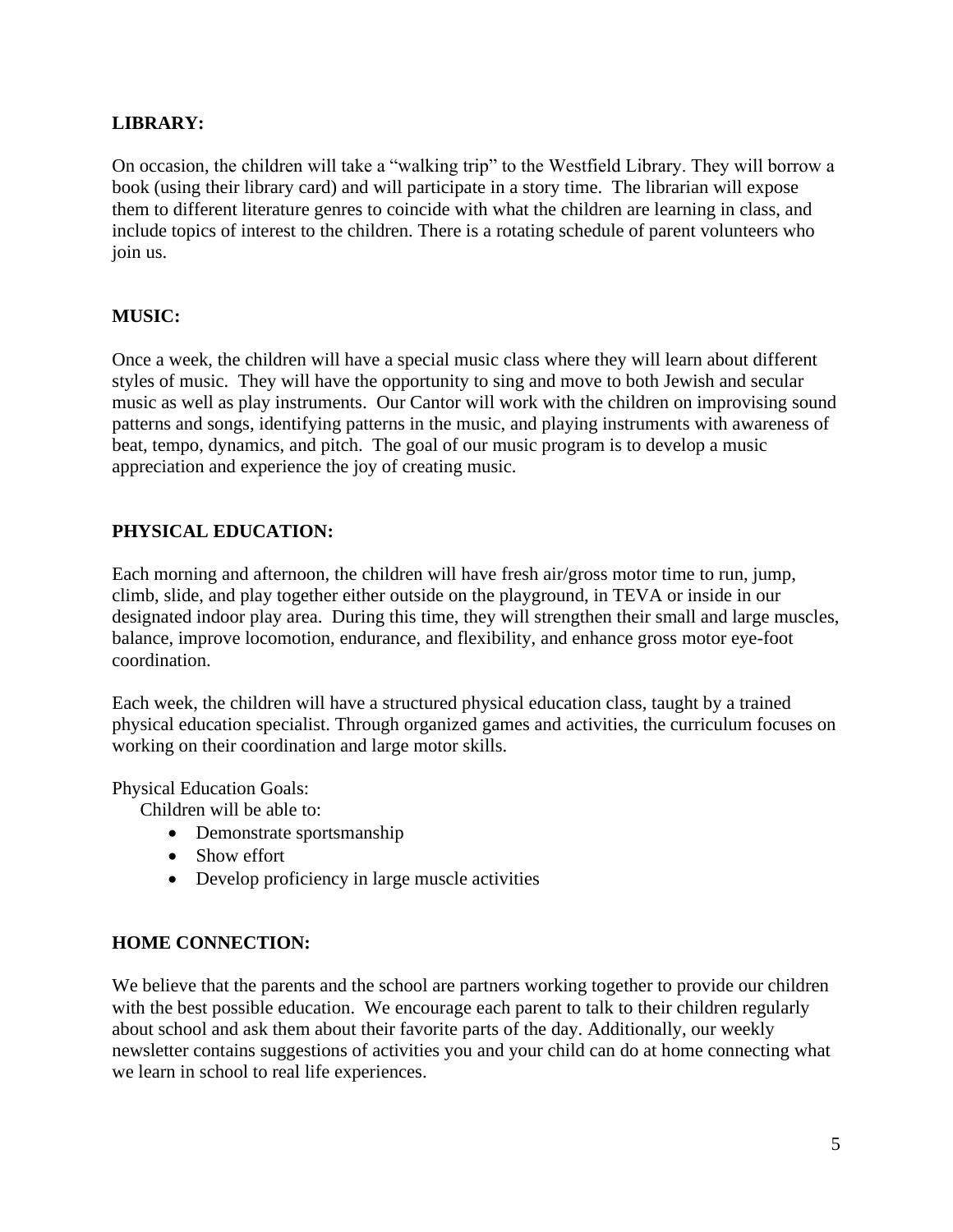**LIBRARY:**

On occasion, the children will take a “walking trip” to the Westfield Library. They will borrow a book (using their library card) and will participate in a story time. The librarian will expose them to different literature genres to coincide with what the children are learning in class, and include topics of interest to the children. There is a rotating schedule of parent volunteers who join us.

**MUSIC:**

Once a week, the children will have a special music class where they will learn about different styles of music. They will have the opportunity to sing and move to both Jewish and secular music as well as play instruments. Our Cantor will work with the children on improvising sound patterns and songs, identifying patterns in the music, and playing instruments with awareness of beat, tempo, dynamics, and pitch. The goal of our music program is to develop a music appreciation and experience the joy of creating music.

**PHYSICAL EDUCATION:**

Each morning and afternoon, the children will have fresh air/gross motor time to run, jump, climb, slide, and play together either outside on the playground, in TEVA or inside in our designated indoor play area. During this time, they will strengthen their small and large muscles, balance, improve locomotion, endurance, and flexibility, and enhance gross motor eye-foot coordination.

Each week, the children will have a structured physical education class, taught by a trained physical education specialist. Through organized games and activities, the curriculum focuses on working on their coordination and large motor skills.

Physical Education Goals:

Children will be able to:

- Demonstrate sportsmanship
- Show effort
- Develop proficiency in large muscle activities

**HOME CONNECTION:**

We believe that the parents and the school are partners working together to provide our children with the best possible education. We encourage each parent to talk to their children regularly about school and ask them about their favorite parts of the day. Additionally, our weekly newsletter contains suggestions of activities you and your child can do at home connecting what we learn in school to real life experiences.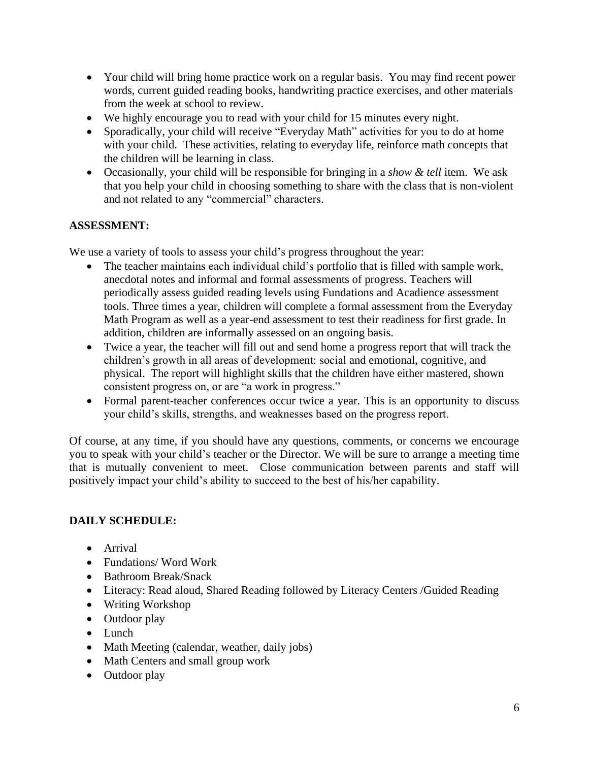- Your child will bring home practice work on a regular basis. You may find recent power words, current guided reading books, handwriting practice exercises, and other materials from the week at school to review.
- We highly encourage you to read with your child for 15 minutes every night.
- Sporadically, your child will receive "Everyday Math" activities for you to do at home with your child. These activities, relating to everyday life, reinforce math concepts that the children will be learning in class.
- Occasionally, your child will be responsible for bringing in a *show & tell* item. We ask that you help your child in choosing something to share with the class that is non-violent and not related to any "commercial" characters.

**ASSESSMENT:**

We use a variety of tools to assess your child's progress throughout the year:

- The teacher maintains each individual child's portfolio that is filled with sample work, anecdotal notes and informal and formal assessments of progress. Teachers will periodically assess guided reading levels using Fundations and Acadience assessment tools. Three times a year, children will complete a formal assessment from the Everyday Math Program as well as a year-end assessment to test their readiness for first grade. In addition, children are informally assessed on an ongoing basis.
- Twice a year, the teacher will fill out and send home a progress report that will track the children's growth in all areas of development: social and emotional, cognitive, and physical. The report will highlight skills that the children have either mastered, shown consistent progress on, or are "a work in progress."
- Formal parent-teacher conferences occur twice a year. This is an opportunity to discuss your child's skills, strengths, and weaknesses based on the progress report.

Of course, at any time, if you should have any questions, comments, or concerns we encourage you to speak with your child's teacher or the Director. We will be sure to arrange a meeting time that is mutually convenient to meet. Close communication between parents and staff will positively impact your child's ability to succeed to the best of his/her capability.

**DAILY SCHEDULE:**

- Arrival
- Fundations/ Word Work
- Bathroom Break/Snack
- Literacy: Read aloud, Shared Reading followed by Literacy Centers /Guided Reading
- Writing Workshop
- Outdoor play
- Lunch
- Math Meeting (calendar, weather, daily jobs)
- Math Centers and small group work
- Outdoor play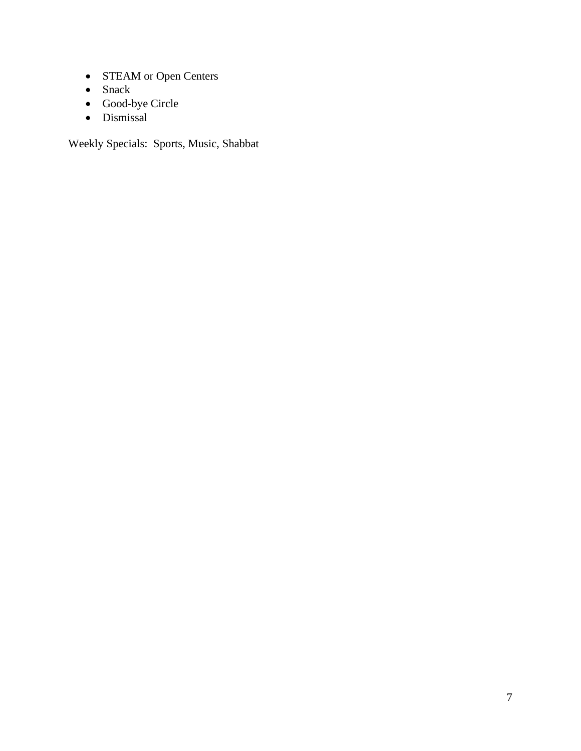- STEAM or Open Centers
- Snack
- Good-bye Circle
- Dismissal

Weekly Specials:  Sports, Music, Shabbat